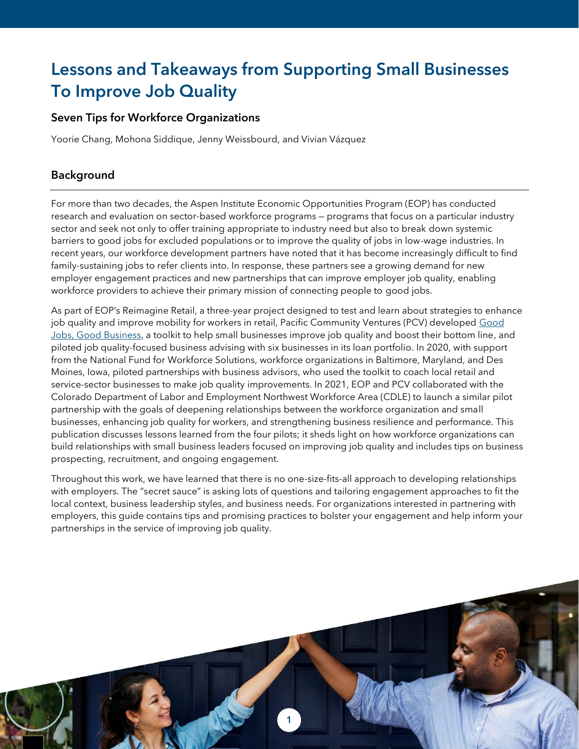# Lessons and Takeaways from Supporting Small Businesses To Improve Job Quality

### Seven Tips for Workforce Organizations

Yoorie Chang, Mohona Siddique, Jenny Weissbourd, and Vivian Vázquez

## Background

For more than two decades, the Aspen Institute Economic Opportunities Program (EOP) has conducted research and evaluation on sector-based workforce programs — programs that focus on a particular industry sector and seek not only to offer training appropriate to industry need but also to break down systemic barriers to good jobs for excluded populations or to improve the quality of jobs in low-wage industries. In recent years, our workforce development partners have noted that it has become increasingly difficult to find family-sustaining jobs to refer clients into. In response, these partners see a growing demand for new employer engagement practices and new partnerships that can improve employer job quality, enabling workforce providers to achieve their primary mission of connecting people to good jobs.

As part of EOP's Reimagine Retail, a three-year project designed to test and learn about strategies to enhance job quality and improve mobility for workers in retail, Pacific Community Ventures (PCV) developed Good Jobs, Good Business, a toolkit to help small businesses improve job quality and boost their bottom line, and piloted job quality-focused business advising with six businesses in its loan portfolio. In 2020, with support from the National Fund for Workforce Solutions, workforce organizations in Baltimore, Maryland, and Des Moines, Iowa, piloted partnerships with business advisors, who used the toolkit to coach local retail and service-sector businesses to make job quality improvements. In 2021, EOP and PCV collaborated with the Colorado Department of Labor and Employment Northwest Workforce Area (CDLE) to launch a similar pilot partnership with the goals of deepening relationships between the workforce organization and small businesses, enhancing job quality for workers, and strengthening business resilience and performance. This publication discusses lessons learned from the four pilots; it sheds light on how workforce organizations can build relationships with small business leaders focused on improving job quality and includes tips on business prospecting, recruitment, and ongoing engagement.

Throughout this work, we have learned that there is no one-size-fits-all approach to developing relationships with employers. The "secret sauce" is asking lots of questions and tailoring engagement approaches to fit the local context, business leadership styles, and business needs. For organizations interested in partnering with employers, this guide contains tips and promising practices to bolster your engagement and help inform your partnerships in the service of improving job quality.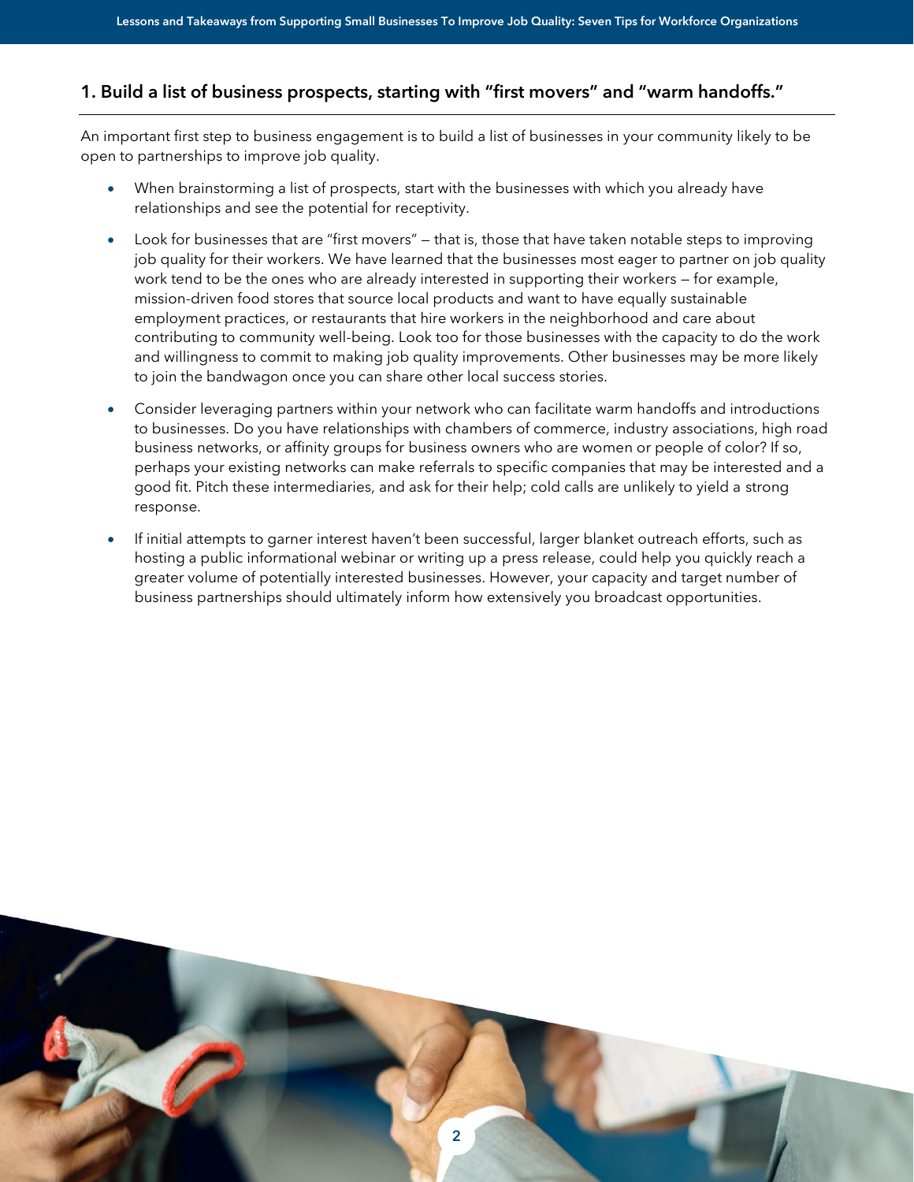## 1. Build a list of business prospects, starting with "first movers" and "warm handoffs."

An important first step to business engagement is to build a list of businesses in your community likely to be open to partnerships to improve job quality.

- When brainstorming a list of prospects, start with the businesses with which you already have relationships and see the potential for receptivity.
- Look for businesses that are "first movers" — that is, those that have taken notable steps to improving job quality for their workers. We have learned that the businesses most eager to partner on job quality work tend to be the ones who are already interested in supporting their workers — for example, mission-driven food stores that source local products and want to have equally sustainable employment practices, or restaurants that hire workers in the neighborhood and care about contributing to community well-being. Look too for those businesses with the capacity to do the work and willingness to commit to making job quality improvements. Other businesses may be more likely to join the bandwagon once you can share other local success stories.
- Consider leveraging partners within your network who can facilitate warm handoffs and introductions to businesses. Do you have relationships with chambers of commerce, industry associations, high road business networks, or affinity groups for business owners who are women or people of color? If so, perhaps your existing networks can make referrals to specific companies that may be interested and a good fit. Pitch these intermediaries, and ask for their help; cold calls are unlikely to yield a strong response.
- If initial attempts to garner interest haven't been successful, larger blanket outreach efforts, such as hosting a public informational webinar or writing up a press release, could help you quickly reach a greater volume of potentially interested businesses. However, your capacity and target number of business partnerships should ultimately inform how extensively you broadcast opportunities.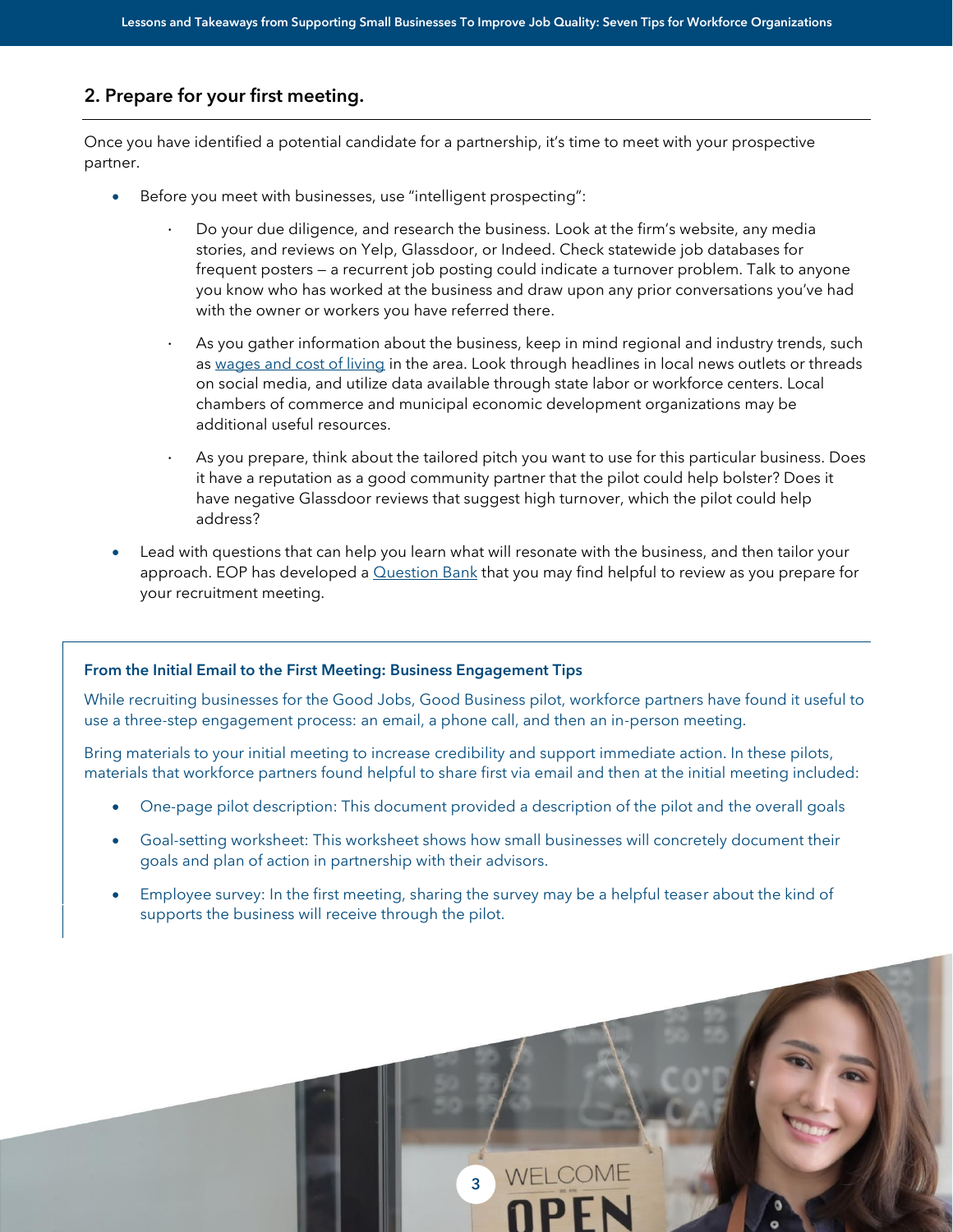## 2. Prepare for your first meeting.

Once you have identified a potential candidate for a partnership, it's time to meet with your prospective partner.

- Before you meet with businesses, use "intelligent prospecting":
  - Do your due diligence, and research the business. Look at the firm's website, any media stories, and reviews on Yelp, Glassdoor, or Indeed. Check statewide job databases for frequent posters — a recurrent job posting could indicate a turnover problem. Talk to anyone you know who has worked at the business and draw upon any prior conversations you've had with the owner or workers you have referred there.
  - As you gather information about the business, keep in mind regional and industry trends, such as wages and cost of living in the area. Look through headlines in local news outlets or threads on social media, and utilize data available through state labor or workforce centers. Local chambers of commerce and municipal economic development organizations may be additional useful resources.
  - As you prepare, think about the tailored pitch you want to use for this particular business. Does it have a reputation as a good community partner that the pilot could help bolster? Does it have negative Glassdoor reviews that suggest high turnover, which the pilot could help address?
- Lead with questions that can help you learn what will resonate with the business, and then tailor your approach. EOP has developed a Question Bank that you may find helpful to review as you prepare for your recruitment meeting.

### From the Initial Email to the First Meeting: Business Engagement Tips

While recruiting businesses for the Good Jobs, Good Business pilot, workforce partners have found it useful to use a three-step engagement process: an email, a phone call, and then an in-person meeting.

Bring materials to your initial meeting to increase credibility and support immediate action. In these pilots, materials that workforce partners found helpful to share first via email and then at the initial meeting included:

- One-page pilot description: This document provided a description of the pilot and the overall goals
- Goal-setting worksheet: This worksheet shows how small businesses will concretely document their goals and plan of action in partnership with their advisors.
- Employee survey: In the first meeting, sharing the survey may be a helpful teaser about the kind of supports the business will receive through the pilot.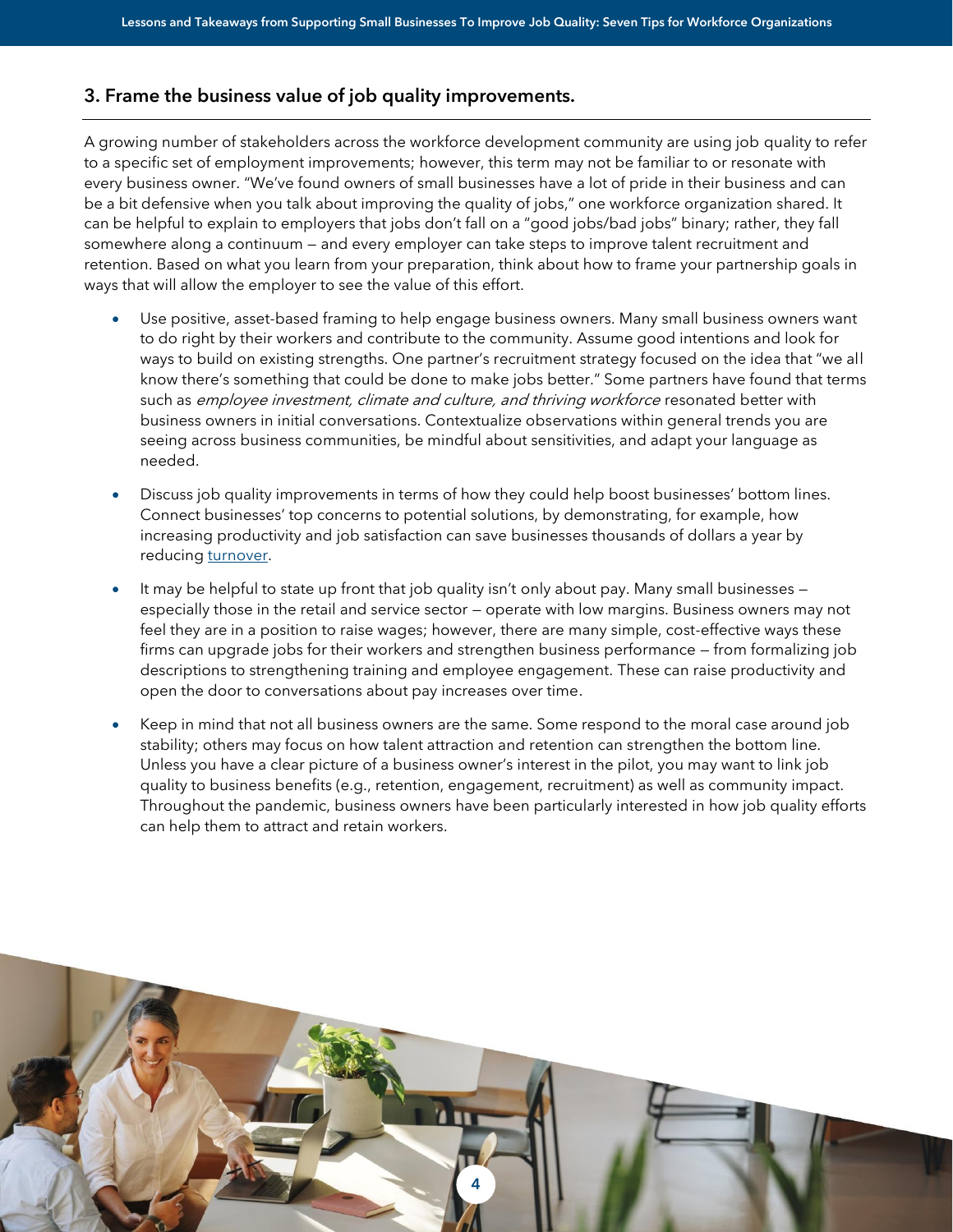## 3. Frame the business value of job quality improvements.

A growing number of stakeholders across the workforce development community are using job quality to refer to a specific set of employment improvements; however, this term may not be familiar to or resonate with every business owner. "We've found owners of small businesses have a lot of pride in their business and can be a bit defensive when you talk about improving the quality of jobs," one workforce organization shared. It can be helpful to explain to employers that jobs don't fall on a "good jobs/bad jobs" binary; rather, they fall somewhere along a continuum — and every employer can take steps to improve talent recruitment and retention. Based on what you learn from your preparation, think about how to frame your partnership goals in ways that will allow the employer to see the value of this effort.

- Use positive, asset-based framing to help engage business owners. Many small business owners want to do right by their workers and contribute to the community. Assume good intentions and look for ways to build on existing strengths. One partner's recruitment strategy focused on the idea that "we all know there's something that could be done to make jobs better." Some partners have found that terms such as *employee investment, climate and culture, and thriving workforce* resonated better with business owners in initial conversations. Contextualize observations within general trends you are seeing across business communities, be mindful about sensitivities, and adapt your language as needed.
- Discuss job quality improvements in terms of how they could help boost businesses' bottom lines. Connect businesses' top concerns to potential solutions, by demonstrating, for example, how increasing productivity and job satisfaction can save businesses thousands of dollars a year by reducing turnover.
- It may be helpful to state up front that job quality isn't only about pay. Many small businesses — especially those in the retail and service sector — operate with low margins. Business owners may not feel they are in a position to raise wages; however, there are many simple, cost-effective ways these firms can upgrade jobs for their workers and strengthen business performance — from formalizing job descriptions to strengthening training and employee engagement. These can raise productivity and open the door to conversations about pay increases over time.
- Keep in mind that not all business owners are the same. Some respond to the moral case around job stability; others may focus on how talent attraction and retention can strengthen the bottom line. Unless you have a clear picture of a business owner's interest in the pilot, you may want to link job quality to business benefits (e.g., retention, engagement, recruitment) as well as community impact. Throughout the pandemic, business owners have been particularly interested in how job quality efforts can help them to attract and retain workers.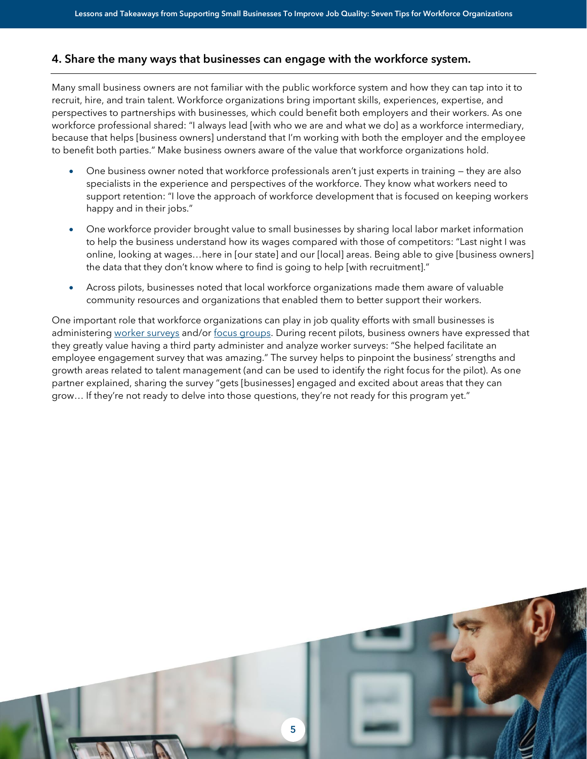## 4. Share the many ways that businesses can engage with the workforce system.

Many small business owners are not familiar with the public workforce system and how they can tap into it to recruit, hire, and train talent. Workforce organizations bring important skills, experiences, expertise, and perspectives to partnerships with businesses, which could benefit both employers and their workers. As one workforce professional shared: "I always lead [with who we are and what we do] as a workforce intermediary, because that helps [business owners] understand that I'm working with both the employer and the employee to benefit both parties." Make business owners aware of the value that workforce organizations hold.

- One business owner noted that workforce professionals aren't just experts in training — they are also specialists in the experience and perspectives of the workforce. They know what workers need to support retention: "I love the approach of workforce development that is focused on keeping workers happy and in their jobs."
- One workforce provider brought value to small businesses by sharing local labor market information to help the business understand how its wages compared with those of competitors: "Last night I was online, looking at wages…here in [our state] and our [local] areas. Being able to give [business owners] the data that they don't know where to find is going to help [with recruitment]."
- Across pilots, businesses noted that local workforce organizations made them aware of valuable community resources and organizations that enabled them to better support their workers.

One important role that workforce organizations can play in job quality efforts with small businesses is administering worker surveys and/or focus groups. During recent pilots, business owners have expressed that they greatly value having a third party administer and analyze worker surveys: "She helped facilitate an employee engagement survey that was amazing." The survey helps to pinpoint the business' strengths and growth areas related to talent management (and can be used to identify the right focus for the pilot). As one partner explained, sharing the survey "gets [businesses] engaged and excited about areas that they can grow… If they're not ready to delve into those questions, they're not ready for this program yet."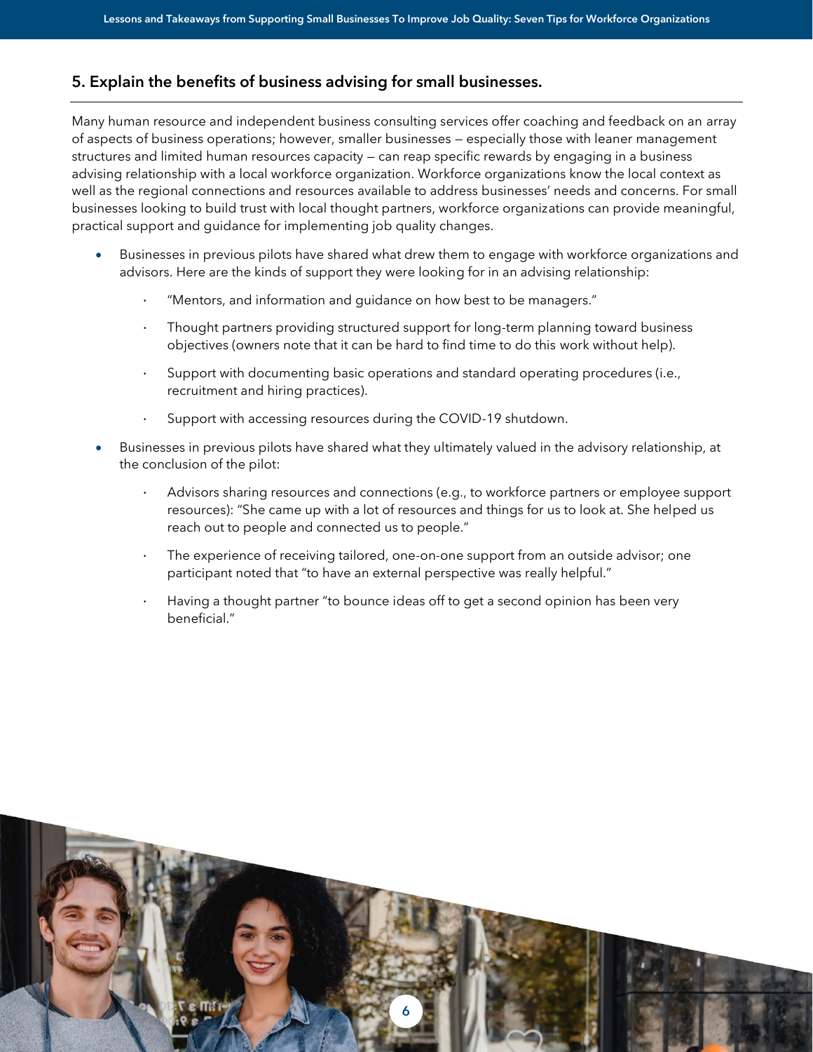## 5. Explain the benefits of business advising for small businesses.

Many human resource and independent business consulting services offer coaching and feedback on an array of aspects of business operations; however, smaller businesses — especially those with leaner management structures and limited human resources capacity — can reap specific rewards by engaging in a business advising relationship with a local workforce organization. Workforce organizations know the local context as well as the regional connections and resources available to address businesses' needs and concerns. For small businesses looking to build trust with local thought partners, workforce organizations can provide meaningful, practical support and guidance for implementing job quality changes.

- Businesses in previous pilots have shared what drew them to engage with workforce organizations and advisors. Here are the kinds of support they were looking for in an advising relationship:
  - "Mentors, and information and guidance on how best to be managers."
  - Thought partners providing structured support for long-term planning toward business objectives (owners note that it can be hard to find time to do this work without help).
  - Support with documenting basic operations and standard operating procedures (i.e., recruitment and hiring practices).
  - Support with accessing resources during the COVID-19 shutdown.
- Businesses in previous pilots have shared what they ultimately valued in the advisory relationship, at the conclusion of the pilot:
  - Advisors sharing resources and connections (e.g., to workforce partners or employee support resources): "She came up with a lot of resources and things for us to look at. She helped us reach out to people and connected us to people."
  - The experience of receiving tailored, one-on-one support from an outside advisor; one participant noted that "to have an external perspective was really helpful."
  - Having a thought partner "to bounce ideas off to get a second opinion has been very beneficial."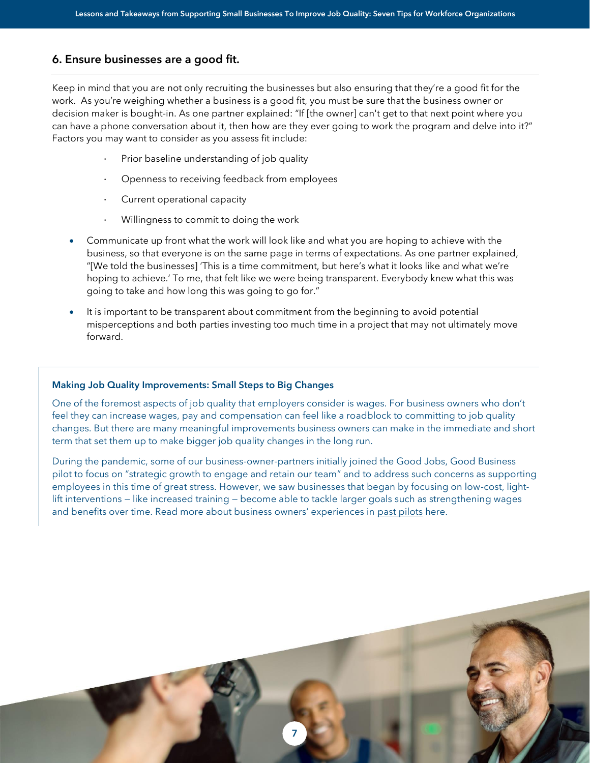## 6. Ensure businesses are a good fit.

Keep in mind that you are not only recruiting the businesses but also ensuring that they're a good fit for the work. As you're weighing whether a business is a good fit, you must be sure that the business owner or decision maker is bought-in. As one partner explained: "If [the owner] can't get to that next point where you can have a phone conversation about it, then how are they ever going to work the program and delve into it?" Factors you may want to consider as you assess fit include:

- Prior baseline understanding of job quality
- Openness to receiving feedback from employees
- Current operational capacity
- Willingness to commit to doing the work

- Communicate up front what the work will look like and what you are hoping to achieve with the business, so that everyone is on the same page in terms of expectations. As one partner explained, "[We told the businesses] 'This is a time commitment, but here's what it looks like and what we're hoping to achieve.' To me, that felt like we were being transparent. Everybody knew what this was going to take and how long this was going to go for."
- It is important to be transparent about commitment from the beginning to avoid potential misperceptions and both parties investing too much time in a project that may not ultimately move forward.

### Making Job Quality Improvements: Small Steps to Big Changes

One of the foremost aspects of job quality that employers consider is wages. For business owners who don't feel they can increase wages, pay and compensation can feel like a roadblock to committing to job quality changes. But there are many meaningful improvements business owners can make in the immediate and short term that set them up to make bigger job quality changes in the long run.

During the pandemic, some of our business-owner-partners initially joined the Good Jobs, Good Business pilot to focus on "strategic growth to engage and retain our team" and to address such concerns as supporting employees in this time of great stress. However, we saw businesses that began by focusing on low-cost, light-lift interventions — like increased training — become able to tackle larger goals such as strengthening wages and benefits over time. Read more about business owners' experiences in past pilots here.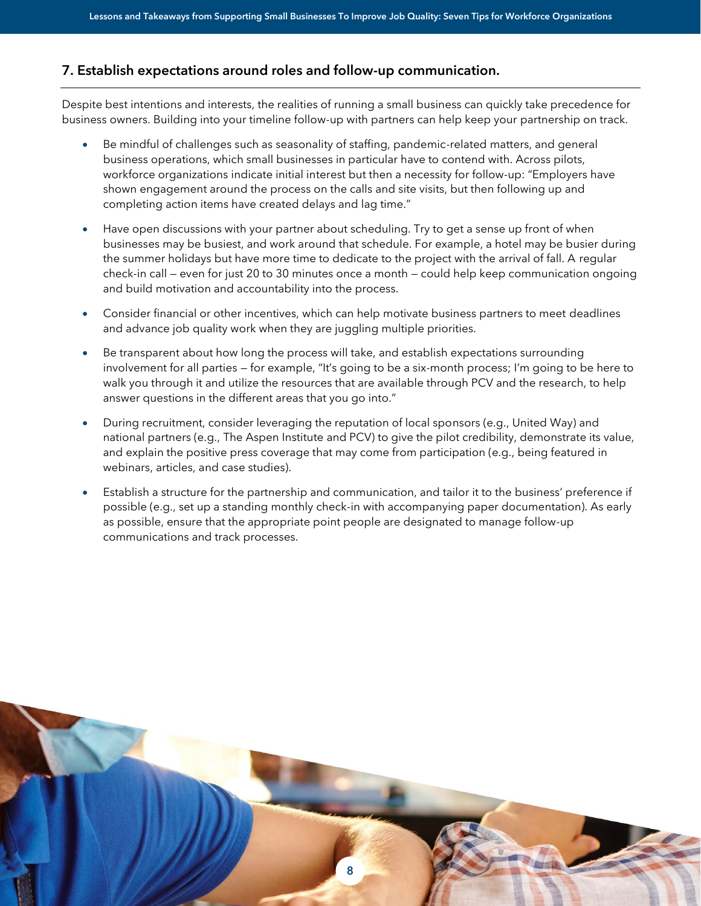## 7. Establish expectations around roles and follow-up communication.

Despite best intentions and interests, the realities of running a small business can quickly take precedence for business owners. Building into your timeline follow-up with partners can help keep your partnership on track.

- Be mindful of challenges such as seasonality of staffing, pandemic-related matters, and general business operations, which small businesses in particular have to contend with. Across pilots, workforce organizations indicate initial interest but then a necessity for follow-up: "Employers have shown engagement around the process on the calls and site visits, but then following up and completing action items have created delays and lag time."
- Have open discussions with your partner about scheduling. Try to get a sense up front of when businesses may be busiest, and work around that schedule. For example, a hotel may be busier during the summer holidays but have more time to dedicate to the project with the arrival of fall. A regular check-in call — even for just 20 to 30 minutes once a month — could help keep communication ongoing and build motivation and accountability into the process.
- Consider financial or other incentives, which can help motivate business partners to meet deadlines and advance job quality work when they are juggling multiple priorities.
- Be transparent about how long the process will take, and establish expectations surrounding involvement for all parties — for example, "It's going to be a six-month process; I'm going to be here to walk you through it and utilize the resources that are available through PCV and the research, to help answer questions in the different areas that you go into."
- During recruitment, consider leveraging the reputation of local sponsors (e.g., United Way) and national partners (e.g., The Aspen Institute and PCV) to give the pilot credibility, demonstrate its value, and explain the positive press coverage that may come from participation (e.g., being featured in webinars, articles, and case studies).
- Establish a structure for the partnership and communication, and tailor it to the business' preference if possible (e.g., set up a standing monthly check-in with accompanying paper documentation). As early as possible, ensure that the appropriate point people are designated to manage follow-up communications and track processes.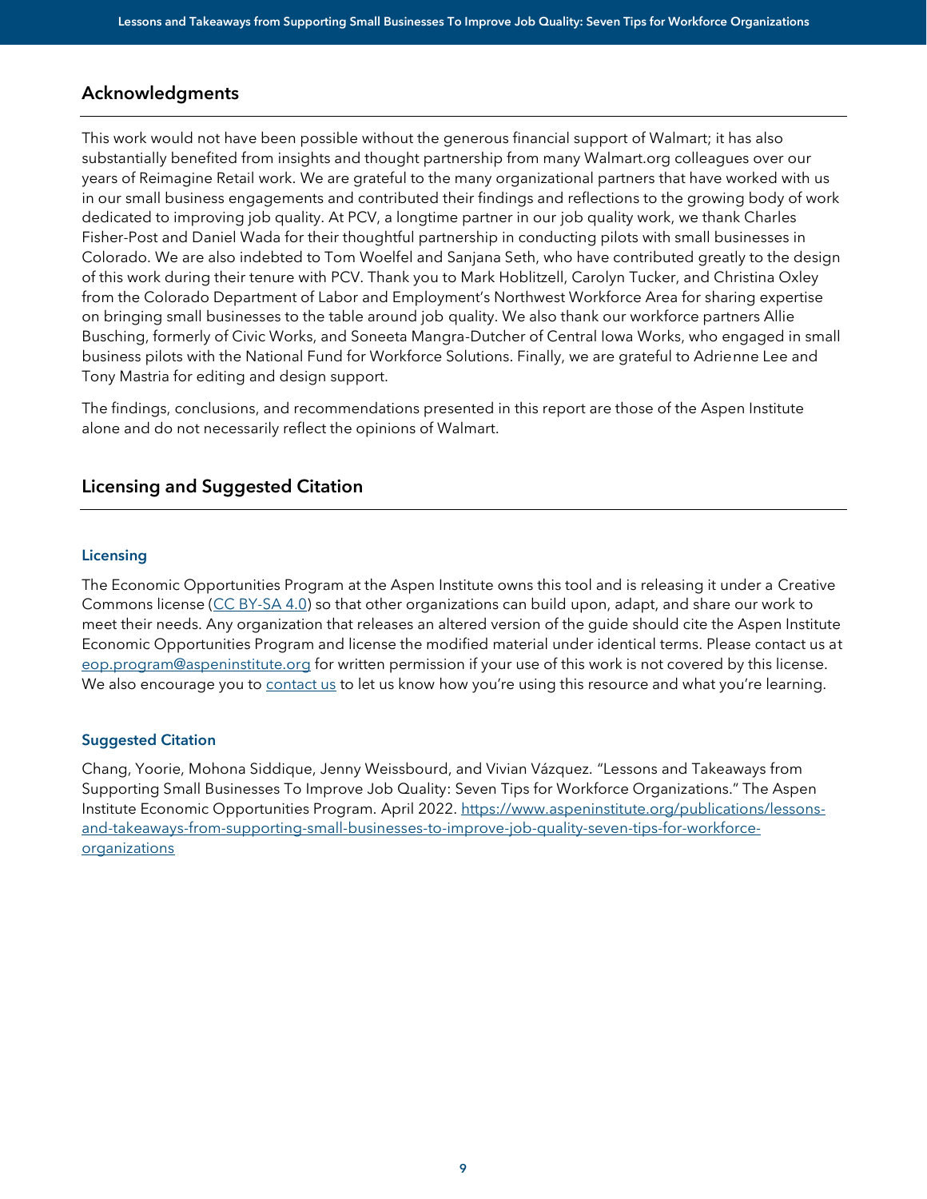## Acknowledgments

This work would not have been possible without the generous financial support of Walmart; it has also substantially benefited from insights and thought partnership from many Walmart.org colleagues over our years of Reimagine Retail work. We are grateful to the many organizational partners that have worked with us in our small business engagements and contributed their findings and reflections to the growing body of work dedicated to improving job quality. At PCV, a longtime partner in our job quality work, we thank Charles Fisher-Post and Daniel Wada for their thoughtful partnership in conducting pilots with small businesses in Colorado. We are also indebted to Tom Woelfel and Sanjana Seth, who have contributed greatly to the design of this work during their tenure with PCV. Thank you to Mark Hoblitzell, Carolyn Tucker, and Christina Oxley from the Colorado Department of Labor and Employment's Northwest Workforce Area for sharing expertise on bringing small businesses to the table around job quality. We also thank our workforce partners Allie Busching, formerly of Civic Works, and Soneeta Mangra-Dutcher of Central Iowa Works, who engaged in small business pilots with the National Fund for Workforce Solutions. Finally, we are grateful to Adrienne Lee and Tony Mastria for editing and design support.

The findings, conclusions, and recommendations presented in this report are those of the Aspen Institute alone and do not necessarily reflect the opinions of Walmart.

## Licensing and Suggested Citation

### Licensing

The Economic Opportunities Program at the Aspen Institute owns this tool and is releasing it under a Creative Commons license (CC BY-SA 4.0) so that other organizations can build upon, adapt, and share our work to meet their needs. Any organization that releases an altered version of the guide should cite the Aspen Institute Economic Opportunities Program and license the modified material under identical terms. Please contact us at eop.program@aspeninstitute.org for written permission if your use of this work is not covered by this license. We also encourage you to contact us to let us know how you're using this resource and what you're learning.

### Suggested Citation

Chang, Yoorie, Mohona Siddique, Jenny Weissbourd, and Vivian Vázquez. "Lessons and Takeaways from Supporting Small Businesses To Improve Job Quality: Seven Tips for Workforce Organizations." The Aspen Institute Economic Opportunities Program. April 2022. https://www.aspeninstitute.org/publications/lessons-and-takeaways-from-supporting-small-businesses-to-improve-job-quality-seven-tips-for-workforce-organizations